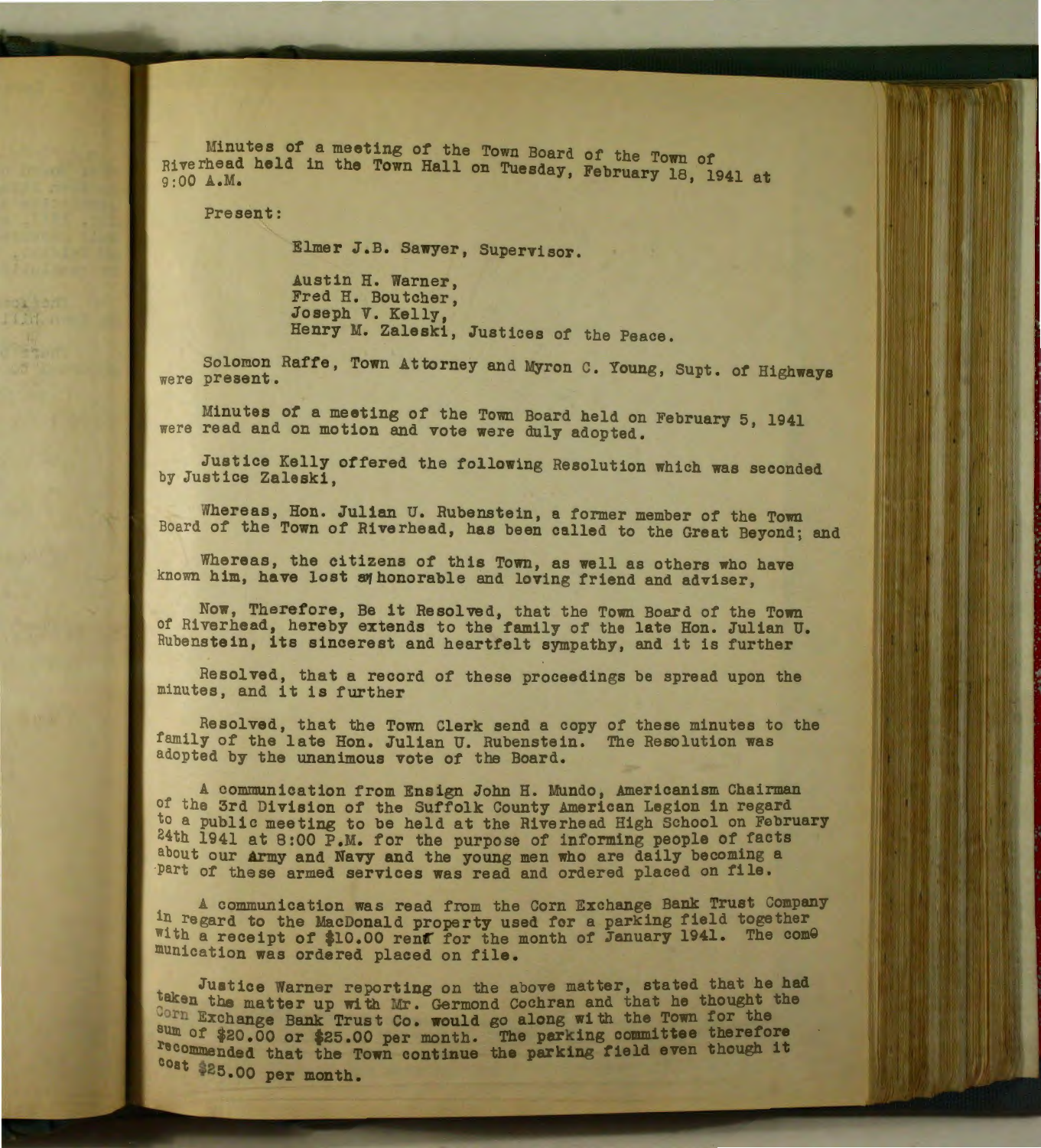Minutes of a meeting of the Town Board of the Town of Riverhead held in the Town Hall on Tuesday, February 18, 1941 at 9:00 A.M.

Present:

Elmer J.B. Sawyer, Supervisor.

Austin H. Warner,
Fred H. Boutcher,
Joseph V. Kelly,
Henry M. Zaleski, Justices of the Peace.

Solomon Raffe, Town Attorney and Myron C. Young, Supt. of Highways were present.

Minutes of a meeting of the Town Board held on February 5, 1941 were read and on motion and vote were duly adopted.

Justice Kelly offered the following Resolution which was seconded by Justice Zaleski,

Whereas, Hon. Julian U. Rubenstein, a former member of the Town Board of the Town of Riverhead, has been called to the Great Beyond; and

Whereas, the citizens of this Town, as well as others who have known him, have lost an honorable and loving friend and adviser,

Now, Therefore, Be it Resolved, that the Town Board of the Town of Riverhead, hereby extends to the family of the late Hon. Julian U. Rubenstein, its sincerest and heartfelt sympathy, and it is further

Resolved, that a record of these proceedings be spread upon the minutes, and it is further

Resolved, that the Town Clerk send a copy of these minutes to the family of the late Hon. Julian U. Rubenstein. The Resolution was adopted by the unanimous vote of the Board.

A communication from Ensign John H. Mundo, Americanism Chairman of the 3rd Division of the Suffolk County American Legion in regard to a public meeting to be held at the Riverhead High School on February 24th 1941 at 8:00 P.M. for the purpose of informing people of facts about our Army and Navy and the young men who are daily becoming a part of these armed services was read and ordered placed on file.

A communication was read from the Corn Exchange Bank Trust Company in regard to the MacDonald property used for a parking field together with a receipt of $10.00 rent for the month of January 1941. The communication was ordered placed on file.

Justice Warner reporting on the above matter, stated that he had taken the matter up with Mr. Germond Cochran and that he thought the Corn Exchange Bank Trust Co. would go along with the Town for the sum of $20.00 or $25.00 per month. The parking committee therefore recommended that the Town continue the parking field even though it cost $25.00 per month.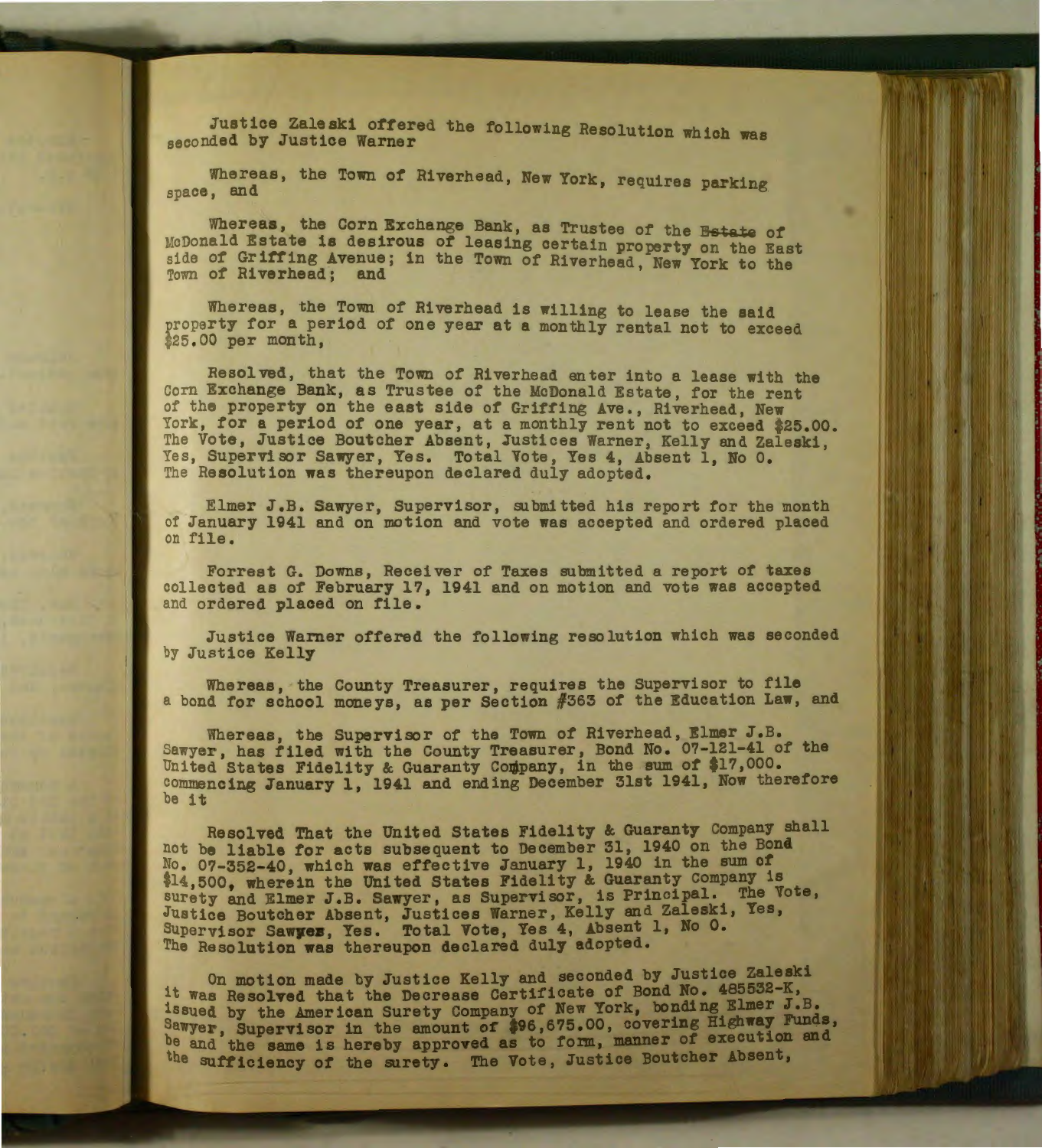Justice Zaleski offered the following Resolution which was seconded by Justice Warner

Whereas, the Town of Riverhead, New York, requires parking space, and

Whereas, the Corn Exchange Bank, as Trustee of the ~~Estate~~ of McDonald Estate is desirous of leasing certain property on the East side of Griffing Avenue; in the Town of Riverhead, New York to the Town of Riverhead; and

Whereas, the Town of Riverhead is willing to lease the said property for a period of one year at a monthly rental not to exceed $25.00 per month,

Resolved, that the Town of Riverhead enter into a lease with the Corn Exchange Bank, as Trustee of the McDonald Estate, for the rent of the property on the east side of Griffing Ave., Riverhead, New York, for a period of one year, at a monthly rent not to exceed $25.00. The Vote, Justice Boutcher Absent, Justices Warner, Kelly and Zaleski, Yes, Supervisor Sawyer, Yes. Total Vote, Yes 4, Absent 1, No 0. The Resolution was thereupon declared duly adopted.

Elmer J.B. Sawyer, Supervisor, submitted his report for the month of January 1941 and on motion and vote was accepted and ordered placed on file.

Forrest G. Downs, Receiver of Taxes submitted a report of taxes collected as of February 17, 1941 and on motion and vote was accepted and ordered placed on file.

Justice Warner offered the following resolution which was seconded by Justice Kelly

Whereas, the County Treasurer, requires the Supervisor to file a bond for school moneys, as per Section #363 of the Education Law, and

Whereas, the Supervisor of the Town of Riverhead, Elmer J.B. Sawyer, has filed with the County Treasurer, Bond No. 07-121-41 of the United States Fidelity & Guaranty Company, in the sum of $17,000. commencing January 1, 1941 and ending December 31st 1941, Now therefore be it

Resolved That the United States Fidelity & Guaranty Company shall not be liable for acts subsequent to December 31, 1940 on the Bond No. 07-352-40, which was effective January 1, 1940 in the sum of $14,500, wherein the United States Fidelity & Guaranty Company is surety and Elmer J.B. Sawyer, as Supervisor, is Principal. The Vote, Justice Boutcher Absent, Justices Warner, Kelly and Zaleski, Yes, Supervisor Sawyer, Yes. Total Vote, Yes 4, Absent 1, No 0. The Resolution was thereupon declared duly adopted.

On motion made by Justice Kelly and seconded by Justice Zaleski it was Resolved that the Decrease Certificate of Bond No. 485532-K, issued by the American Surety Company of New York, bonding Elmer J.B. Sawyer, Supervisor in the amount of $96,675.00, covering Highway Funds, be and the same is hereby approved as to form, manner of execution and the sufficiency of the surety. The Vote, Justice Boutcher Absent,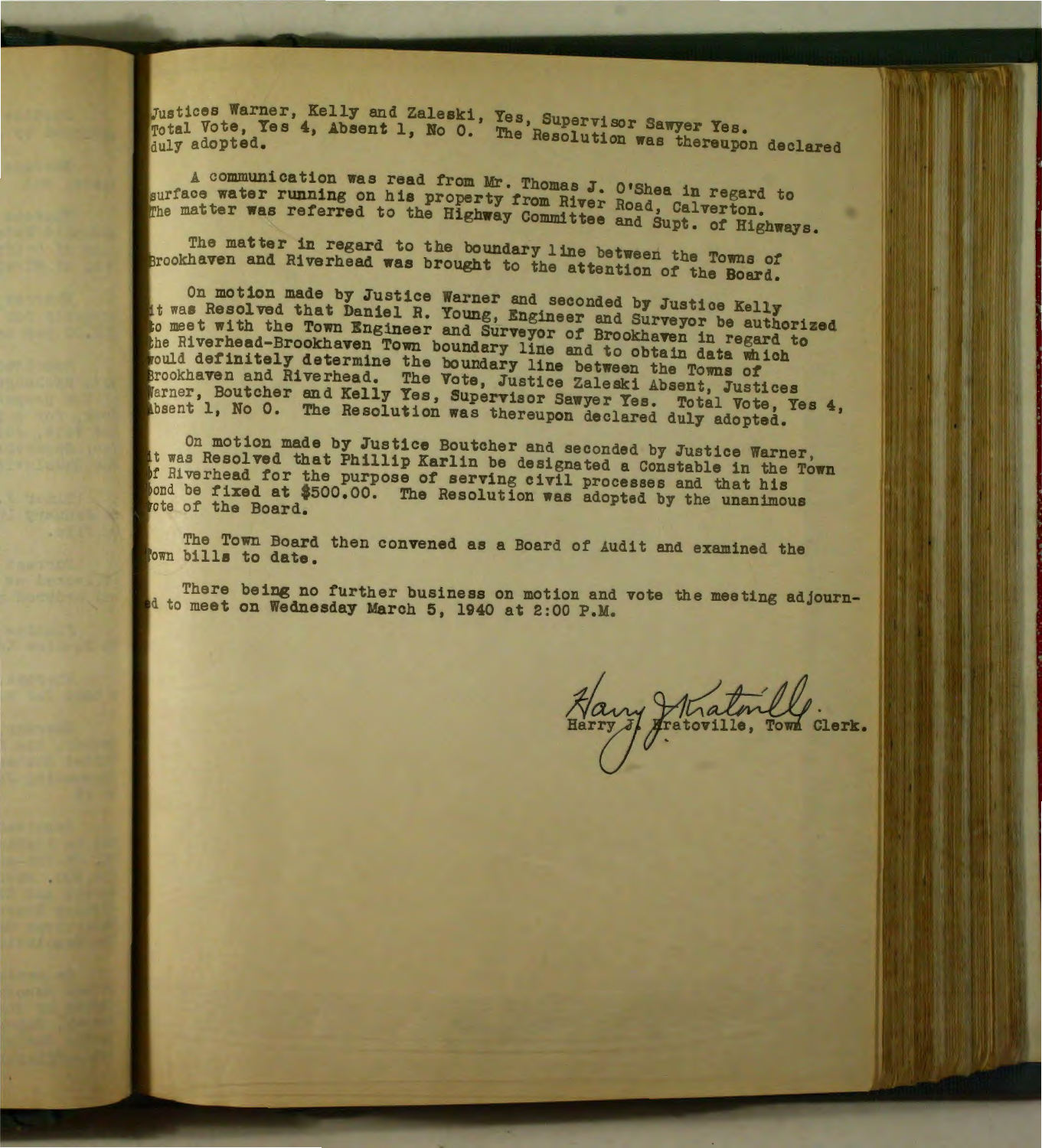Justices Warner, Kelly and Zaleski, Yes, Supervisor Sawyer Yes. Total Vote, Yes 4, Absent 1, No 0. The Resolution was thereupon declared duly adopted.

A communication was read from Mr. Thomas J. O'Shea in regard to surface water running on his property from River Road, Calverton. The matter was referred to the Highway Committee and Supt. of Highways.

The matter in regard to the boundary line between the Towns of Brookhaven and Riverhead was brought to the attention of the Board.

On motion made by Justice Warner and seconded by Justice Kelly it was Resolved that Daniel R. Young, Engineer and Surveyor be authorized to meet with the Town Engineer and Surveyor of Brookhaven in regard to the Riverhead-Brookhaven Town boundary line and to obtain data which would definitely determine the boundary line between the Towns of Brookhaven and Riverhead. The Vote, Justice Zaleski Absent, Justices Warner, Boutcher and Kelly Yes, Supervisor Sawyer Yes. Total Vote, Yes 4, Absent 1, No 0. The Resolution was thereupon declared duly adopted.

On motion made by Justice Boutcher and seconded by Justice Warner, it was Resolved that Phillip Karlin be designated a Constable in the Town of Riverhead for the purpose of serving civil processes and that his bond be fixed at $500.00. The Resolution was adopted by the unanimous vote of the Board.

The Town Board then convened as a Board of Audit and examined the Town bills to date.

There being no further business on motion and vote the meeting adjourned to meet on Wednesday March 5, 1940 at 2:00 P.M.

Harry J. Kratoville, Town Clerk.